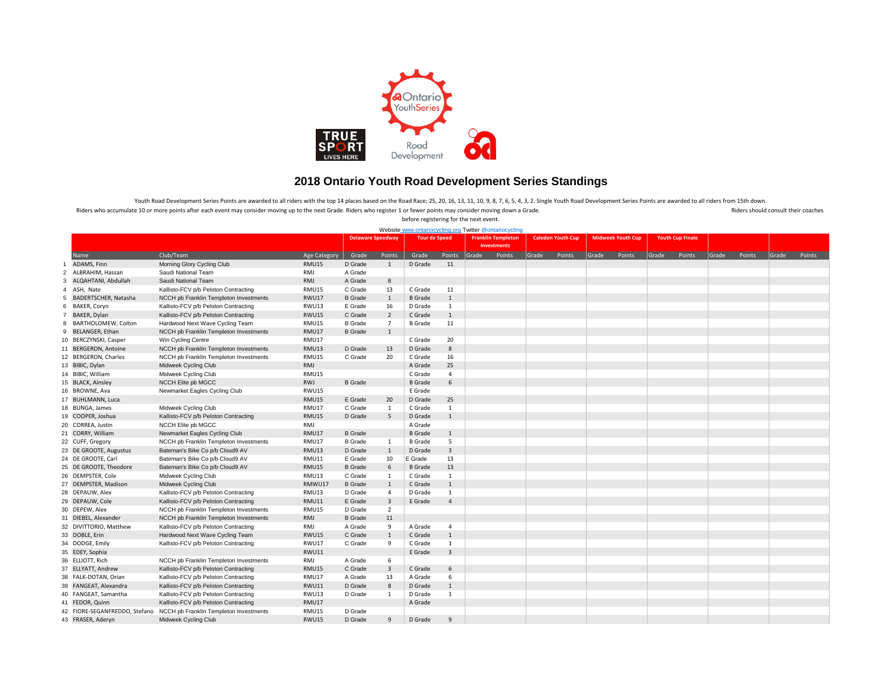# 2018 Ontario Youth Road Development Series Standings

Youth Road Development Series Points are awarded to all riders with the top 14 places based on the Road Race; 25, 20, 16, 13, 11, 10, 9, 8, 7, 6, 5, 4, 3, 2. Single Youth Road Development Series Points are awarded to all riders from 15th down.

Riders who accumulate 10 or more points after each event may consider moving up to the next Grade. Riders who register 1 or fewer points may consider moving down a Grade. Riders should consult their coaches before registering for the next event.

Website www.ontariocycling.org Twitter @ontariocycling

| | | | | Delaware Speedway | | Tour de Speed | | Franklin Templeton Investments | | Caledon Youth Cup | | Midweek Youth Cup | | Youth Cup Finale | | | | | |
|---|---|---|---|---|---|---|---|---|---|---|---|---|---|---|---|---|---|---|---|
| | Name | Club/Team | Age Category | Grade | Points | Grade | Points | Grade | Points | Grade | Points | Grade | Points | Grade | Points | Grade | Points | Grade | Points |
| 1 | ADAMS, Finn | Morning Glory Cycling Club | RMU15 | D Grade | 1 | D Grade | 11 | | | | | | | | | | | | |
| 2 | ALBRAHIM, Hassan | Saudi National Team | RMJ | A Grade | | | | | | | | | | | | | | | |
| 3 | ALQAHTANI, Abdullah | Saudi National Team | RMJ | A Grade | 8 | | | | | | | | | | | | | | |
| 4 | ASH, Nate | Kallisto-FCV p/b Peloton Contracting | RMU15 | C Grade | 13 | C Grade | 11 | | | | | | | | | | | | |
| 5 | BADERTSCHER, Natasha | NCCH pb Franklin Templeton Investments | RWU17 | B Grade | 1 | B Grade | 1 | | | | | | | | | | | | |
| 6 | BAKER, Coryn | Kallisto-FCV p/b Peloton Contracting | RWU13 | E Grade | 16 | D Grade | 1 | | | | | | | | | | | | |
| 7 | BAKER, Dylan | Kallisto-FCV p/b Peloton Contracting | RWU15 | C Grade | 2 | C Grade | 1 | | | | | | | | | | | | |
| 8 | BARTHOLOMEW, Colton | Hardwood Next Wave Cycling Team | RMU15 | B Grade | 7 | B Grade | 11 | | | | | | | | | | | | |
| 9 | BELANGER, Ethan | NCCH pb Franklin Templeton Investments | RMU17 | B Grade | 1 | | | | | | | | | | | | | | |
| 10 | BERCZYNSKI, Casper | Win Cycling Centre | RMU17 | | | C Grade | 20 | | | | | | | | | | | | |
| 11 | BERGERON, Antoine | NCCH pb Franklin Templeton Investments | RMU13 | D Grade | 13 | D Grade | 8 | | | | | | | | | | | | |
| 12 | BERGERON, Charles | NCCH pb Franklin Templeton Investments | RMU15 | C Grade | 20 | C Grade | 16 | | | | | | | | | | | | |
| 13 | BIBIC, Dylan | Midweek Cycling Club | RMJ | | | A Grade | 25 | | | | | | | | | | | | |
| 14 | BIBIC, William | Midweek Cycling Club | RMU15 | | | C Grade | 4 | | | | | | | | | | | | |
| 15 | BLACK, Ainsley | NCCH Elite pb MGCC | RWJ | B Grade | | B Grade | 6 | | | | | | | | | | | | |
| 16 | BROWNE, Ava | Newmarket Eagles Cycling Club | RWU15 | | | E Grade | | | | | | | | | | | | | |
| 17 | BUHLMANN, Luca | | RMU15 | E Grade | 20 | D Grade | 25 | | | | | | | | | | | | |
| 18 | BUNGA, James | Midweek Cycling Club | RMU17 | C Grade | 1 | C Grade | 1 | | | | | | | | | | | | |
| 19 | COOPER, Joshua | Kallisto-FCV p/b Peloton Contracting | RMU15 | D Grade | 5 | D Grade | 1 | | | | | | | | | | | | |
| 20 | CORREA, Justin | NCCH Elite pb MGCC | RMJ | | | A Grade | | | | | | | | | | | | | |
| 21 | CORRY, William | Newmarket Eagles Cycling Club | RMU17 | B Grade | | B Grade | 1 | | | | | | | | | | | | |
| 22 | CUFF, Gregory | NCCH pb Franklin Templeton Investments | RMU17 | B Grade | 1 | B Grade | 5 | | | | | | | | | | | | |
| 23 | DE GROOTE, Augustus | Bateman's Bike Co p/b Cloud9 AV | RMU13 | D Grade | 1 | D Grade | 3 | | | | | | | | | | | | |
| 24 | DE GROOTE, Carl | Bateman's Bike Co p/b Cloud9 AV | RMU11 | E Grade | 10 | E Grade | 13 | | | | | | | | | | | | |
| 25 | DE GROOTE, Theodore | Bateman's Bike Co p/b Cloud9 AV | RMU15 | B Grade | 6 | B Grade | 13 | | | | | | | | | | | | |
| 26 | DEMPSTER, Cole | Midweek Cycling Club | RMU13 | C Grade | 1 | C Grade | 1 | | | | | | | | | | | | |
| 27 | DEMPSTER, Madison | Midweek Cycling Club | RMWU17 | B Grade | 1 | C Grade | 1 | | | | | | | | | | | | |
| 28 | DEPAUW, Alex | Kallisto-FCV p/b Peloton Contracting | RMU13 | D Grade | 4 | D Grade | 1 | | | | | | | | | | | | |
| 29 | DEPAUW, Cole | Kallisto-FCV p/b Peloton Contracting | RMU11 | E Grade | 3 | E Grade | 4 | | | | | | | | | | | | |
| 30 | DEPEW, Alex | NCCH pb Franklin Templeton Investments | RMU15 | D Grade | 2 | | | | | | | | | | | | | | |
| 31 | DIEBEL, Alexander | NCCH pb Franklin Templeton Investments | RMJ | B Grade | 11 | | | | | | | | | | | | | | |
| 32 | DIVITTORIO, Matthew | Kallisto-FCV p/b Peloton Contracting | RMJ | A Grade | 9 | A Grade | 4 | | | | | | | | | | | | |
| 33 | DOBLE, Erin | Hardwood Next Wave Cycling Team | RWU15 | C Grade | 1 | C Grade | 1 | | | | | | | | | | | | |
| 34 | DODGE, Emily | Kallisto-FCV p/b Peloton Contracting | RWU17 | C Grade | 9 | C Grade | 1 | | | | | | | | | | | | |
| 35 | EDEY, Sophia | | RWU11 | | | E Grade | 3 | | | | | | | | | | | | |
| 36 | ELLIOTT, Rich | NCCH pb Franklin Templeton Investments | RMJ | A Grade | 6 | | | | | | | | | | | | | | |
| 37 | ELLYATT, Andrew | Kallisto-FCV p/b Peloton Contracting | RMU15 | C Grade | 3 | C Grade | 6 | | | | | | | | | | | | |
| 38 | FALK-DOTAN, Orian | Kallisto-FCV p/b Peloton Contracting | RMU17 | A Grade | 13 | A Grade | 6 | | | | | | | | | | | | |
| 39 | FANGEAT, Alexandra | Kallisto-FCV p/b Peloton Contracting | RWU11 | D Grade | 8 | D Grade | 1 | | | | | | | | | | | | |
| 40 | FANGEAT, Samantha | Kallisto-FCV p/b Peloton Contracting | RWU13 | D Grade | 1 | D Grade | 1 | | | | | | | | | | | | |
| 41 | FEDOR, Quinn | Kallisto-FCV p/b Peloton Contracting | RMU17 | | | A Grade | | | | | | | | | | | | | |
| 42 | FIORE-SEGANFREDDO, Stefano | NCCH pb Franklin Templeton Investments | RMU15 | D Grade | | | | | | | | | | | | | | | |
| 43 | FRASER, Aderyn | Midweek Cycling Club | RWU15 | D Grade | 9 | D Grade | 9 | | | | | | | | | | | | |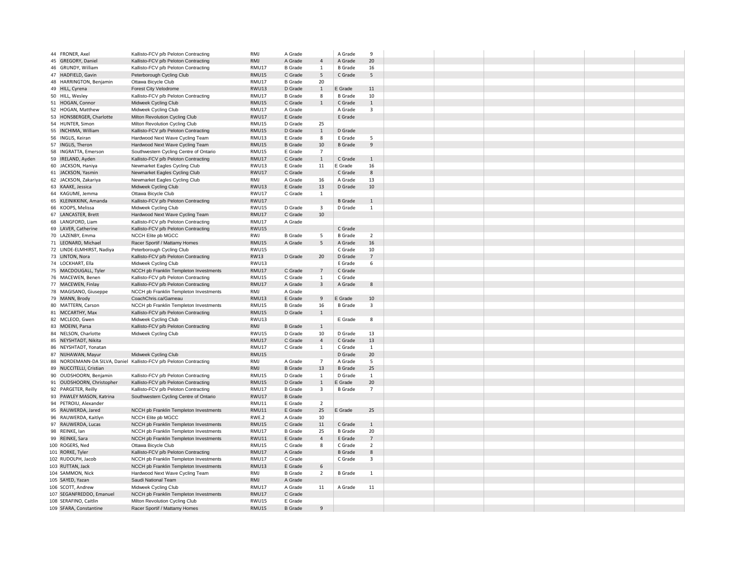| # | Name | Club | Category | Grade | | Grade | | | | | | | |
|---|---|---|---|---|---|---|---|---|---|---|---|---|---|
| 44 | FRONER, Axel | Kallisto-FCV p/b Peloton Contracting | RMJ | A Grade | | A Grade | 9 | | | | | | |
| 45 | GREGORY, Daniel | Kallisto-FCV p/b Peloton Contracting | RMJ | A Grade | 4 | A Grade | 20 | | | | | | |
| 46 | GRUNDY, William | Kallisto-FCV p/b Peloton Contracting | RMU17 | B Grade | 1 | B Grade | 16 | | | | | | |
| 47 | HADFIELD, Gavin | Peterborough Cycling Club | RMU15 | C Grade | 5 | C Grade | 5 | | | | | | |
| 48 | HARRINGTON, Benjamin | Ottawa Bicycle Club | RMU17 | B Grade | 20 | | | | | | | | |
| 49 | HILL, Cyrena | Forest City Velodrome | RWU13 | D Grade | 1 | E Grade | 11 | | | | | | |
| 50 | HILL, Wesley | Kallisto-FCV p/b Peloton Contracting | RMU17 | B Grade | 8 | B Grade | 10 | | | | | | |
| 51 | HOGAN, Connor | Midweek Cycling Club | RMU15 | C Grade | 1 | C Grade | 1 | | | | | | |
| 52 | HOGAN, Matthew | Midweek Cycling Club | RMU17 | A Grade | | A Grade | 3 | | | | | | |
| 53 | HONSBERGER, Charlotte | Milton Revolution Cycling Club | RWU17 | E Grade | | E Grade | | | | | | | |
| 54 | HUNTER, Simon | Milton Revolution Cycling Club | RMU15 | D Grade | 25 | | | | | | | | |
| 55 | INCHIMA, William | Kallisto-FCV p/b Peloton Contracting | RMU15 | D Grade | 1 | D Grade | | | | | | | |
| 56 | INGLIS, Keiran | Hardwood Next Wave Cycling Team | RMU13 | E Grade | 8 | E Grade | 5 | | | | | | |
| 57 | INGLIS, Theron | Hardwood Next Wave Cycling Team | RMU15 | B Grade | 10 | B Grade | 9 | | | | | | |
| 58 | INGRATTA, Emerson | Southwestern Cycling Centre of Ontario | RMU15 | E Grade | 7 | | | | | | | | |
| 59 | IRELAND, Ayden | Kallisto-FCV p/b Peloton Contracting | RMU17 | C Grade | 1 | C Grade | 1 | | | | | | |
| 60 | JACKSON, Haniya | Newmarket Eagles Cycling Club | RWU13 | E Grade | 11 | E Grade | 16 | | | | | | |
| 61 | JACKSON, Yasmin | Newmarket Eagles Cycling Club | RWU17 | C Grade | | C Grade | 8 | | | | | | |
| 62 | JACKSON, Zakariya | Newmarket Eagles Cycling Club | RMJ | A Grade | 16 | A Grade | 13 | | | | | | |
| 63 | KAAKE, Jessica | Midweek Cycling Club | RWU13 | E Grade | 13 | D Grade | 10 | | | | | | |
| 64 | KAGUME, Jemma | Ottawa Bicycle Club | RWU17 | C Grade | 1 | | | | | | | | |
| 65 | KLEINIKKINK, Amanda | Kallisto-FCV p/b Peloton Contracting | RWU17 | | | B Grade | 1 | | | | | | |
| 66 | KOOPS, Melissa | Midweek Cycling Club | RWU15 | D Grade | 3 | D Grade | 1 | | | | | | |
| 67 | LANCASTER, Brett | Hardwood Next Wave Cycling Team | RMU17 | C Grade | 10 | | | | | | | | |
| 68 | LANGFORD, Liam | Kallisto-FCV p/b Peloton Contracting | RMU17 | A Grade | | | | | | | | | |
| 69 | LAVER, Catherine | Kallisto-FCV p/b Peloton Contracting | RWU15 | | | C Grade | | | | | | | |
| 70 | LAZENBY, Emma | NCCH Elite pb MGCC | RWJ | B Grade | 5 | B Grade | 2 | | | | | | |
| 71 | LEONARD, Michael | Racer Sportif / Mattamy Homes | RMU15 | A Grade | 5 | A Grade | 16 | | | | | | |
| 72 | LINDE-ELMHIRST, Nadiya | Peterborough Cycling Club | RWU15 | | | C Grade | 10 | | | | | | |
| 73 | LINTON, Nora | Kallisto-FCV p/b Peloton Contracting | RW13 | D Grade | 20 | D Grade | 7 | | | | | | |
| 74 | LOCKHART, Ella | Midweek Cycling Club | RWU13 | | | E Grade | 6 | | | | | | |
| 75 | MACDOUGALL, Tyler | NCCH pb Franklin Templeton Investments | RMU17 | C Grade | 7 | C Grade | | | | | | | |
| 76 | MACEWEN, Benen | Kallisto-FCV p/b Peloton Contracting | RMU15 | C Grade | 1 | C Grade | | | | | | | |
| 77 | MACEWEN, Finlay | Kallisto-FCV p/b Peloton Contracting | RMU17 | A Grade | 3 | A Grade | 8 | | | | | | |
| 78 | MAGISANO, Giuseppe | NCCH pb Franklin Templeton Investments | RMJ | A Grade | | | | | | | | | |
| 79 | MANN, Brody | CoachChris.ca/Garneau | RMU13 | E Grade | 9 | E Grade | 10 | | | | | | |
| 80 | MATTERN, Carson | NCCH pb Franklin Templeton Investments | RMU15 | B Grade | 16 | B Grade | 3 | | | | | | |
| 81 | MCCARTHY, Max | Kallisto-FCV p/b Peloton Contracting | RMU15 | D Grade | 1 | | | | | | | | |
| 82 | MCLEOD, Gwen | Midweek Cycling Club | RWU13 | | | E Grade | 8 | | | | | | |
| 83 | MOEINI, Parsa | Kallisto-FCV p/b Peloton Contracting | RMJ | B Grade | 1 | | | | | | | | |
| 84 | NELSON, Charlotte | Midweek Cycling Club | RWU15 | D Grade | 10 | D Grade | 13 | | | | | | |
| 85 | NEYSHTADT, Nikita | | RMU17 | C Grade | 4 | C Grade | 13 | | | | | | |
| 86 | NEYSHTADT, Yonatan | | RMU17 | C Grade | 1 | C Grade | 1 | | | | | | |
| 87 | NIJHAWAN, Mayur | Midweek Cycling Club | RMU15 | | | D Grade | 20 | | | | | | |
| 88 | NORDEMANN-DA SILVA, Daniel | Kallisto-FCV p/b Peloton Contracting | RMJ | A Grade | 7 | A Grade | 5 | | | | | | |
| 89 | NUCCITELLI, Cristian | | RMJ | B Grade | 13 | B Grade | 25 | | | | | | |
| 90 | OUDSHOORN, Benjamin | Kallisto-FCV p/b Peloton Contracting | RMU15 | D Grade | 1 | D Grade | 1 | | | | | | |
| 91 | OUDSHOORN, Christopher | Kallisto-FCV p/b Peloton Contracting | RMU15 | D Grade | 1 | E Grade | 20 | | | | | | |
| 92 | PARGETER, Reilly | Kallisto-FCV p/b Peloton Contracting | RMU17 | B Grade | 3 | B Grade | 7 | | | | | | |
| 93 | PAWLEY MASON, Katrina | Southwestern Cycling Centre of Ontario | RWU17 | B Grade | | | | | | | | | |
| 94 | PETROIU, Alexander | | RMU11 | E Grade | 2 | | | | | | | | |
| 95 | RAUWERDA, Jared | NCCH pb Franklin Templeton Investments | RMU11 | E Grade | 25 | E Grade | 25 | | | | | | |
| 96 | RAUWERDA, Kaitlyn | NCCH Elite pb MGCC | RWE.2 | A Grade | 10 | | | | | | | | |
| 97 | RAUWERDA, Lucas | NCCH pb Franklin Templeton Investments | RMU15 | C Grade | 11 | C Grade | 1 | | | | | | |
| 98 | REINKE, Ian | NCCH pb Franklin Templeton Investments | RMU17 | B Grade | 25 | B Grade | 20 | | | | | | |
| 99 | REINKE, Sara | NCCH pb Franklin Templeton Investments | RWU11 | E Grade | 4 | E Grade | 7 | | | | | | |
| 100 | ROGERS, Ned | Ottawa Bicycle Club | RMU15 | C Grade | 8 | C Grade | 2 | | | | | | |
| 101 | RORKE, Tyler | Kallisto-FCV p/b Peloton Contracting | RMU17 | A Grade | | B Grade | 8 | | | | | | |
| 102 | RUDOLPH, Jacob | NCCH pb Franklin Templeton Investments | RMU17 | C Grade | | C Grade | 3 | | | | | | |
| 103 | RUTTAN, Jack | NCCH pb Franklin Templeton Investments | RMU13 | E Grade | 6 | | | | | | | | |
| 104 | SAMMON, Nick | Hardwood Next Wave Cycling Team | RMJ | B Grade | 2 | B Grade | 1 | | | | | | |
| 105 | SAYED, Yazan | Saudi National Team | RMJ | A Grade | | | | | | | | | |
| 106 | SCOTT, Andrew | Midweek Cycling Club | RMU17 | A Grade | 11 | A Grade | 11 | | | | | | |
| 107 | SEGANFREDDO, Emanuel | NCCH pb Franklin Templeton Investments | RMU17 | C Grade | | | | | | | | | |
| 108 | SERAFINO, Caitlin | Milton Revolution Cycling Club | RWU15 | E Grade | | | | | | | | | |
| 109 | SFARA, Constantine | Racer Sportif / Mattamy Homes | RMU15 | B Grade | 9 | | | | | | | | |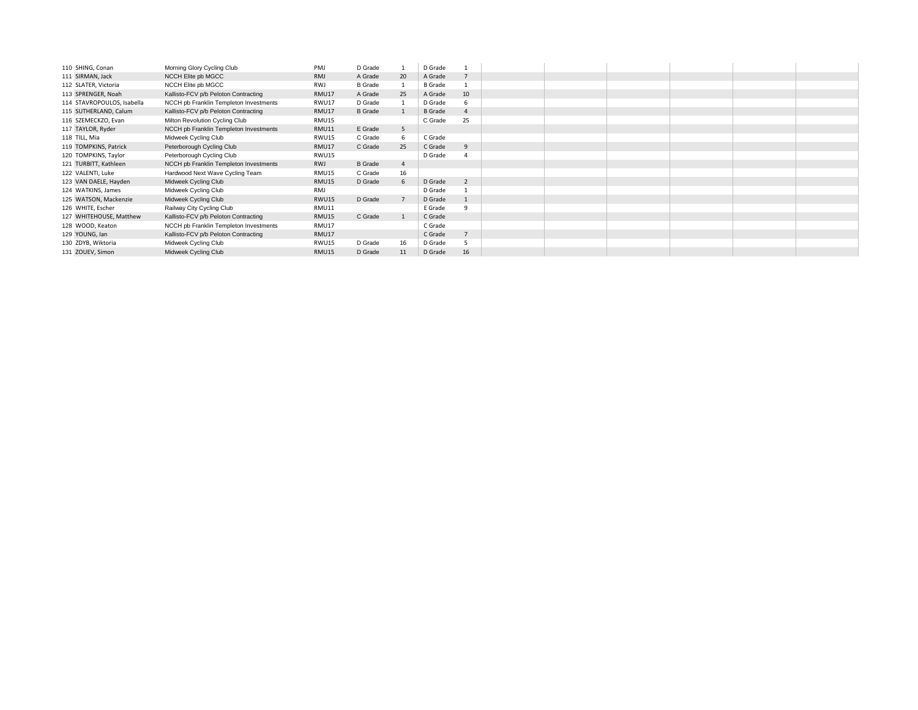| | | | | | | | | | | | | | | |
|---|---|---|---|---|---|---|---|---|---|---|---|---|---|---|
| 110 | SHING, Conan | Morning Glory Cycling Club | PMJ | D Grade | 1 | D Grade | 1 | | | | | | | |
| 111 | SIRMAN, Jack | NCCH Elite pb MGCC | RMJ | A Grade | 20 | A Grade | 7 | | | | | | | |
| 112 | SLATER, Victoria | NCCH Elite pb MGCC | RWJ | B Grade | 1 | B Grade | 1 | | | | | | | |
| 113 | SPRENGER, Noah | Kallisto-FCV p/b Peloton Contracting | RMU17 | A Grade | 25 | A Grade | 10 | | | | | | | |
| 114 | STAVROPOULOS, Isabella | NCCH pb Franklin Templeton Investments | RWU17 | D Grade | 1 | D Grade | 6 | | | | | | | |
| 115 | SUTHERLAND, Calum | Kallisto-FCV p/b Peloton Contracting | RMU17 | B Grade | 1 | B Grade | 4 | | | | | | | |
| 116 | SZEMECKZO, Evan | Milton Revolution Cycling Club | RMU15 | | | C Grade | 25 | | | | | | | |
| 117 | TAYLOR, Ryder | NCCH pb Franklin Templeton Investments | RMU11 | E Grade | 5 | | | | | | | | | |
| 118 | TILL, Mia | Midweek Cycling Club | RWU15 | C Grade | 6 | C Grade | | | | | | | | |
| 119 | TOMPKINS, Patrick | Peterborough Cycling Club | RMU17 | C Grade | 25 | C Grade | 9 | | | | | | | |
| 120 | TOMPKINS, Taylor | Peterborough Cycling Club | RWU15 | | | D Grade | 4 | | | | | | | |
| 121 | TURBITT, Kathleen | NCCH pb Franklin Templeton Investments | RWJ | B Grade | 4 | | | | | | | | | |
| 122 | VALENTI, Luke | Hardwood Next Wave Cycling Team | RMU15 | C Grade | 16 | | | | | | | | | |
| 123 | VAN DAELE, Hayden | Midweek Cycling Club | RMU15 | D Grade | 6 | D Grade | 2 | | | | | | | |
| 124 | WATKINS, James | Midweek Cycling Club | RMJ | | | D Grade | 1 | | | | | | | |
| 125 | WATSON, Mackenzie | Midweek Cycling Club | RWU15 | D Grade | 7 | D Grade | 1 | | | | | | | |
| 126 | WHITE, Escher | Railway City Cycling Club | RMU11 | | | E Grade | 9 | | | | | | | |
| 127 | WHITEHOUSE, Matthew | Kallisto-FCV p/b Peloton Contracting | RMU15 | C Grade | 1 | C Grade | | | | | | | | |
| 128 | WOOD, Keaton | NCCH pb Franklin Templeton Investments | RMU17 | | | C Grade | | | | | | | | |
| 129 | YOUNG, Ian | Kallisto-FCV p/b Peloton Contracting | RMU17 | | | C Grade | 7 | | | | | | | |
| 130 | ZDYB, Wiktoria | Midweek Cycling Club | RWU15 | D Grade | 16 | D Grade | 5 | | | | | | | |
| 131 | ZOUEV, Simon | Midweek Cycling Club | RMU15 | D Grade | 11 | D Grade | 16 | | | | | | | |